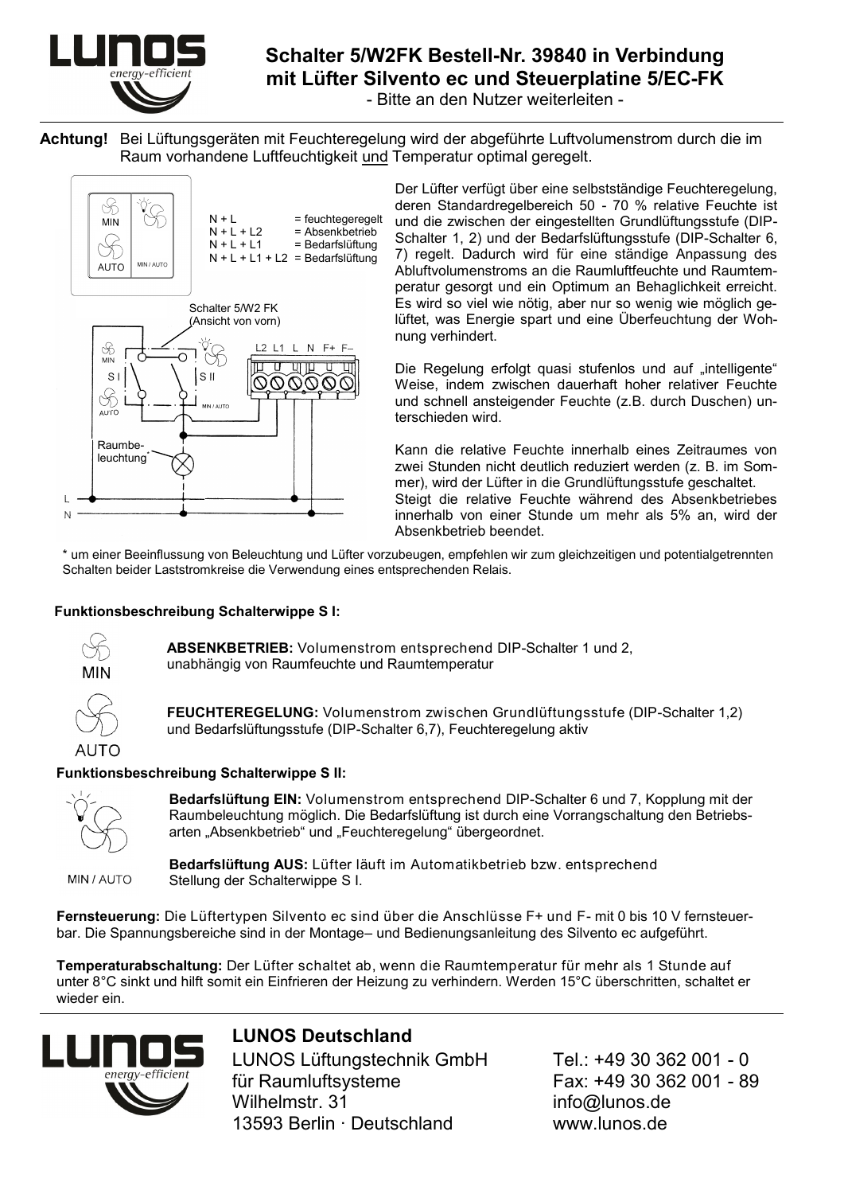# Schalter 5/W2FK Bestell-Nr. 39840 in Verbindung mit Lüfter Silvento ec und Steuerplatine 5/EC-FK

- Bitte an den Nutzer weiterleiten -

**Achtung!** Bei Lüftungsgeräten mit Feuchteregelung wird der abgeführte Luftvolumenstrom durch die im Raum vorhandene Luftfeuchtigkeit und Temperatur optimal geregelt.

N + L = feuchtegeregelt
N + L + L2 = Absenkbetrieb
N + L + L1 = Bedarfslüftung
N + L + L1 + L2 = Bedarfslüftung

Schalter 5/W2 FK (Ansicht von vorn)

Raumbeleuchtung*

Der Lüfter verfügt über eine selbstständige Feuchteregelung, deren Standardregelbereich 50 - 70 % relative Feuchte ist und die zwischen der eingestellten Grundlüftungsstufe (DIP-Schalter 1, 2) und der Bedarfslüftungsstufe (DIP-Schalter 6, 7) regelt. Dadurch wird für eine ständige Anpassung des Abluftvolumenstroms an die Raumluftfeuchte und Raumtemperatur gesorgt und ein Optimum an Behaglichkeit erreicht. Es wird so viel wie nötig, aber nur so wenig wie möglich gelüftet, was Energie spart und eine Überfeuchtung der Wohnung verhindert.

Die Regelung erfolgt quasi stufenlos und auf „intelligente" Weise, indem zwischen dauerhaft hoher relativer Feuchte und schnell ansteigender Feuchte (z.B. durch Duschen) unterschieden wird.

Kann die relative Feuchte innerhalb eines Zeitraumes von zwei Stunden nicht deutlich reduziert werden (z. B. im Sommer), wird der Lüfter in die Grundlüftungsstufe geschaltet. Steigt die relative Feuchte während des Absenkbetriebes innerhalb von einer Stunde um mehr als 5% an, wird der Absenkbetrieb beendet.

\* um einer Beeinflussung von Beleuchtung und Lüfter vorzubeugen, empfehlen wir zum gleichzeitigen und potentialgetrennten Schalten beider Laststromkreise die Verwendung eines entsprechenden Relais.

### Funktionsbeschreibung Schalterwippe S I:

MIN — **ABSENKBETRIEB:** Volumenstrom entsprechend DIP-Schalter 1 und 2, unabhängig von Raumfeuchte und Raumtemperatur

AUTO — **FEUCHTEREGELUNG:** Volumenstrom zwischen Grundlüftungsstufe (DIP-Schalter 1,2) und Bedarfslüftungsstufe (DIP-Schalter 6,7), Feuchteregelung aktiv

### Funktionsbeschreibung Schalterwippe S II:

**Bedarfslüftung EIN:** Volumenstrom entsprechend DIP-Schalter 6 und 7, Kopplung mit der Raumbeleuchtung möglich. Die Bedarfslüftung ist durch eine Vorrangschaltung den Betriebsarten „Absenkbetrieb" und „Feuchteregelung" übergeordnet.

MIN / AUTO — **Bedarfslüftung AUS:** Lüfter läuft im Automatikbetrieb bzw. entsprechend Stellung der Schalterwippe S I.

**Fernsteuerung:** Die Lüftertypen Silvento ec sind über die Anschlüsse F+ und F- mit 0 bis 10 V fernsteuerbar. Die Spannungsbereiche sind in der Montage– und Bedienungsanleitung des Silvento ec aufgeführt.

**Temperaturabschaltung:** Der Lüfter schaltet ab, wenn die Raumtemperatur für mehr als 1 Stunde auf unter 8°C sinkt und hilft somit ein Einfrieren der Heizung zu verhindern. Werden 15°C überschritten, schaltet er wieder ein.

**LUNOS Deutschland**

LUNOS Lüftungstechnik GmbH
für Raumluftsysteme
Wilhelmstr. 31
13593 Berlin · Deutschland

Tel.: +49 30 362 001 - 0
Fax: +49 30 362 001 - 89
info@lunos.de
www.lunos.de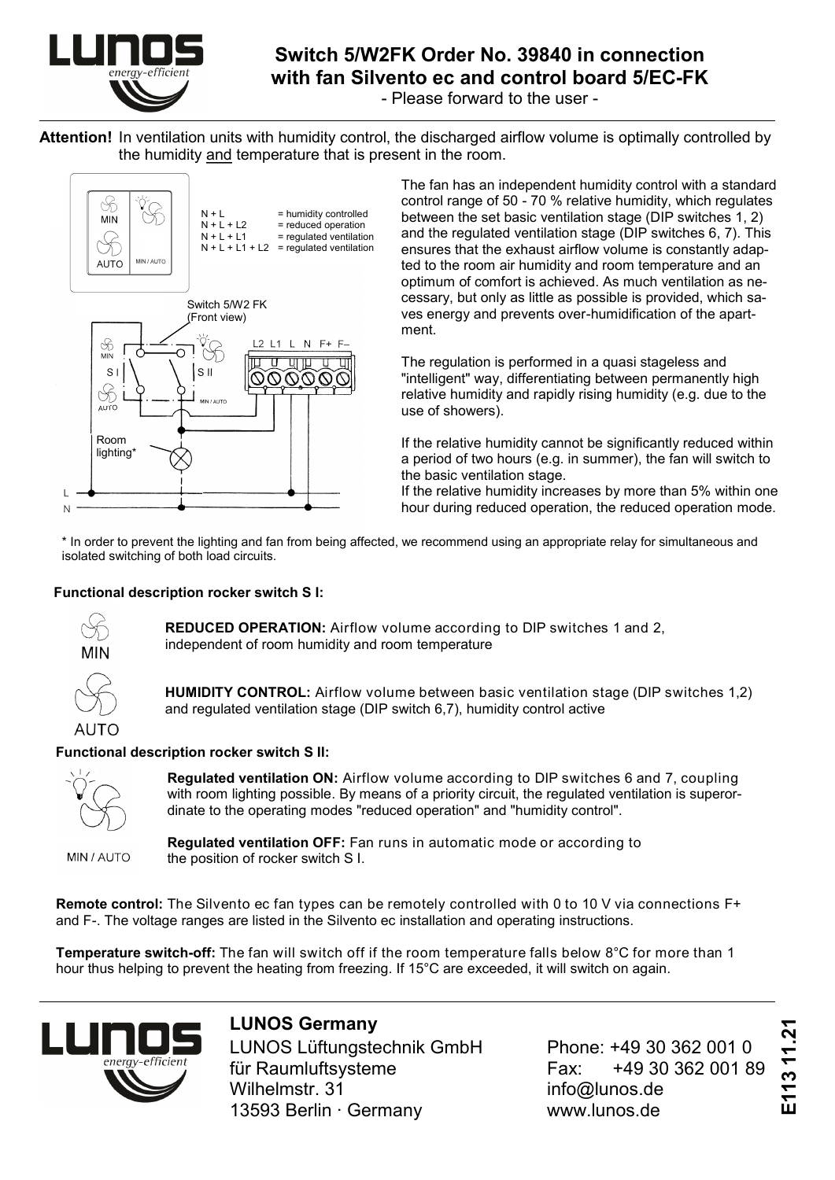# Switch 5/W2FK Order No. 39840 in connection with fan Silvento ec and control board 5/EC-FK

- Please forward to the user -

**Attention!** In ventilation units with humidity control, the discharged airflow volume is optimally controlled by the humidity and temperature that is present in the room.

MIN

AUTO

MIN / AUTO

N + L = humidity controlled
N + L + L2 = reduced operation
N + L + L1 = regulated ventilation
N + L + L1 + L2 = regulated ventilation

Switch 5/W2 FK (Front view)

MIN
S I
AUTO
S II
MIN / AUTO
L2 L1 L N F+ F–
Room lighting*
L
N

The fan has an independent humidity control with a standard control range of 50 - 70 % relative humidity, which regulates between the set basic ventilation stage (DIP switches 1, 2) and the regulated ventilation stage (DIP switches 6, 7). This ensures that the exhaust airflow volume is constantly adapted to the room air humidity and room temperature and an optimum of comfort is achieved. As much ventilation as necessary, but only as little as possible is provided, which saves energy and prevents over-humidification of the apartment.

The regulation is performed in a quasi stageless and "intelligent" way, differentiating between permanently high relative humidity and rapidly rising humidity (e.g. due to the use of showers).

If the relative humidity cannot be significantly reduced within a period of two hours (e.g. in summer), the fan will switch to the basic ventilation stage.
If the relative humidity increases by more than 5% within one hour during reduced operation, the reduced operation mode.

* In order to prevent the lighting and fan from being affected, we recommend using an appropriate relay for simultaneous and isolated switching of both load circuits.

### Functional description rocker switch S I:

MIN

**REDUCED OPERATION:** Airflow volume according to DIP switches 1 and 2, independent of room humidity and room temperature

AUTO

**HUMIDITY CONTROL:** Airflow volume between basic ventilation stage (DIP switches 1,2) and regulated ventilation stage (DIP switch 6,7), humidity control active

### Functional description rocker switch S II:

**Regulated ventilation ON:** Airflow volume according to DIP switches 6 and 7, coupling with room lighting possible. By means of a priority circuit, the regulated ventilation is superordinate to the operating modes "reduced operation" and "humidity control".

MIN / AUTO

**Regulated ventilation OFF:** Fan runs in automatic mode or according to the position of rocker switch S I.

**Remote control:** The Silvento ec fan types can be remotely controlled with 0 to 10 V via connections F+ and F-. The voltage ranges are listed in the Silvento ec installation and operating instructions.

**Temperature switch-off:** The fan will switch off if the room temperature falls below 8°C for more than 1 hour thus helping to prevent the heating from freezing. If 15°C are exceeded, it will switch on again.

**LUNOS Germany**
LUNOS Lüftungstechnik GmbH
für Raumluftsysteme
Wilhelmstr. 31
13593 Berlin · Germany

Phone: +49 30 362 001 0
Fax: +49 30 362 001 89
info@lunos.de
www.lunos.de

E113 11.21